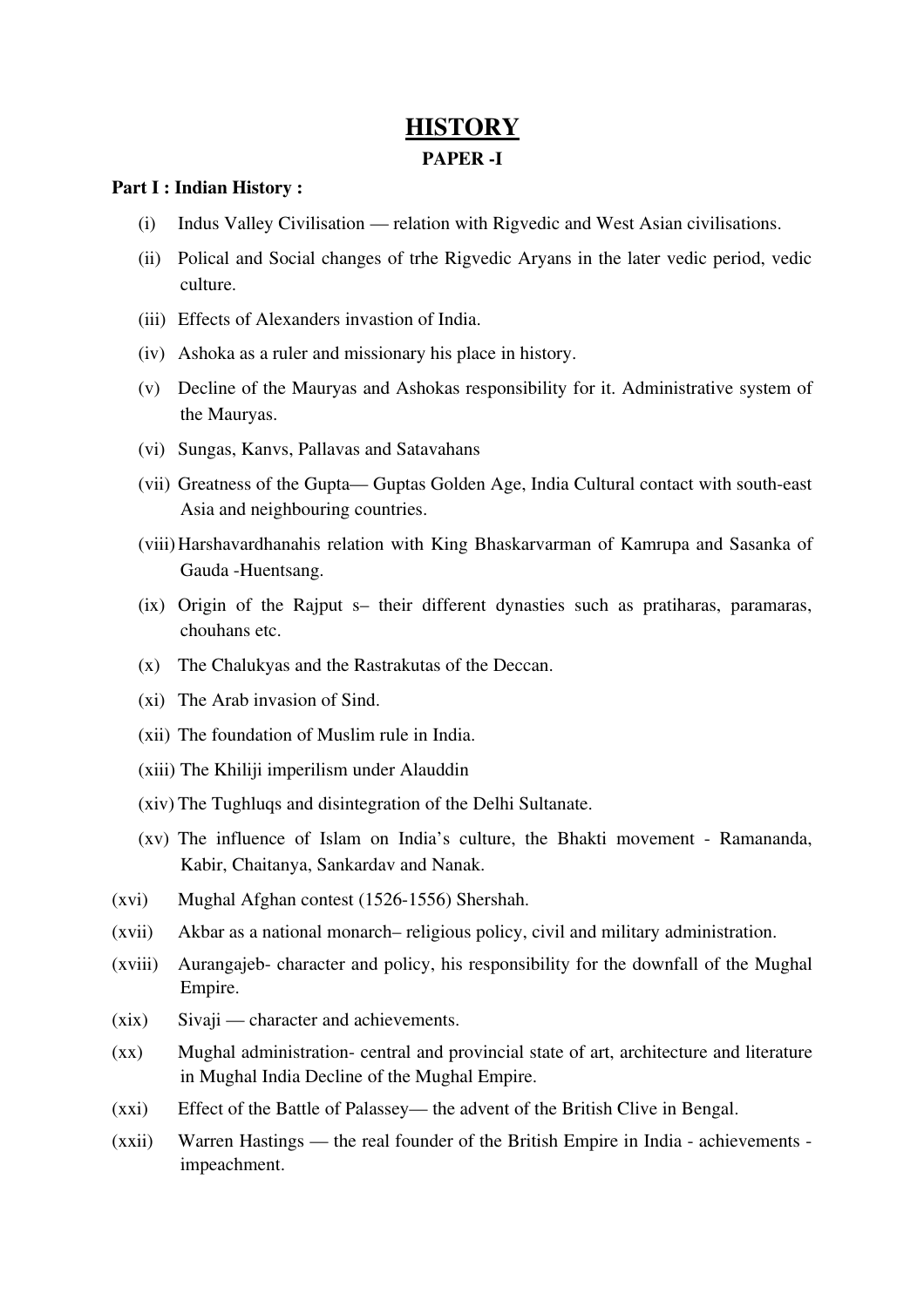# HISTORY

## PAPER -I

**Part I : Indian History :**

(i) Indus Valley Civilisation — relation with Rigvedic and West Asian civilisations.

(ii) Polical and Social changes of trhe Rigvedic Aryans in the later vedic period, vedic culture.

(iii) Effects of Alexanders invastion of India.

(iv) Ashoka as a ruler and missionary his place in history.

(v) Decline of the Mauryas and Ashokas responsibility for it. Administrative system of the Mauryas.

(vi) Sungas, Kanvs, Pallavas and Satavahans

(vii) Greatness of the Gupta— Guptas Golden Age, India Cultural contact with south-east Asia and neighbouring countries.

(viii) Harshavardhanahis relation with King Bhaskarvarman of Kamrupa and Sasanka of Gauda -Huentsang.

(ix) Origin of the Rajput s– their different dynasties such as pratiharas, paramaras, chouhans etc.

(x) The Chalukyas and the Rastrakutas of the Deccan.

(xi) The Arab invasion of Sind.

(xii) The foundation of Muslim rule in India.

(xiii) The Khiliji imperilism under Alauddin

(xiv) The Tughluqs and disintegration of the Delhi Sultanate.

(xv) The influence of Islam on India's culture, the Bhakti movement - Ramananda, Kabir, Chaitanya, Sankardav and Nanak.

(xvi) Mughal Afghan contest (1526-1556) Shershah.

(xvii) Akbar as a national monarch– religious policy, civil and military administration.

(xviii) Aurangajeb- character and policy, his responsibility for the downfall of the Mughal Empire.

(xix) Sivaji — character and achievements.

(xx) Mughal administration- central and provincial state of art, architecture and literature in Mughal India Decline of the Mughal Empire.

(xxi) Effect of the Battle of Palassey— the advent of the British Clive in Bengal.

(xxii) Warren Hastings — the real founder of the British Empire in India - achievements - impeachment.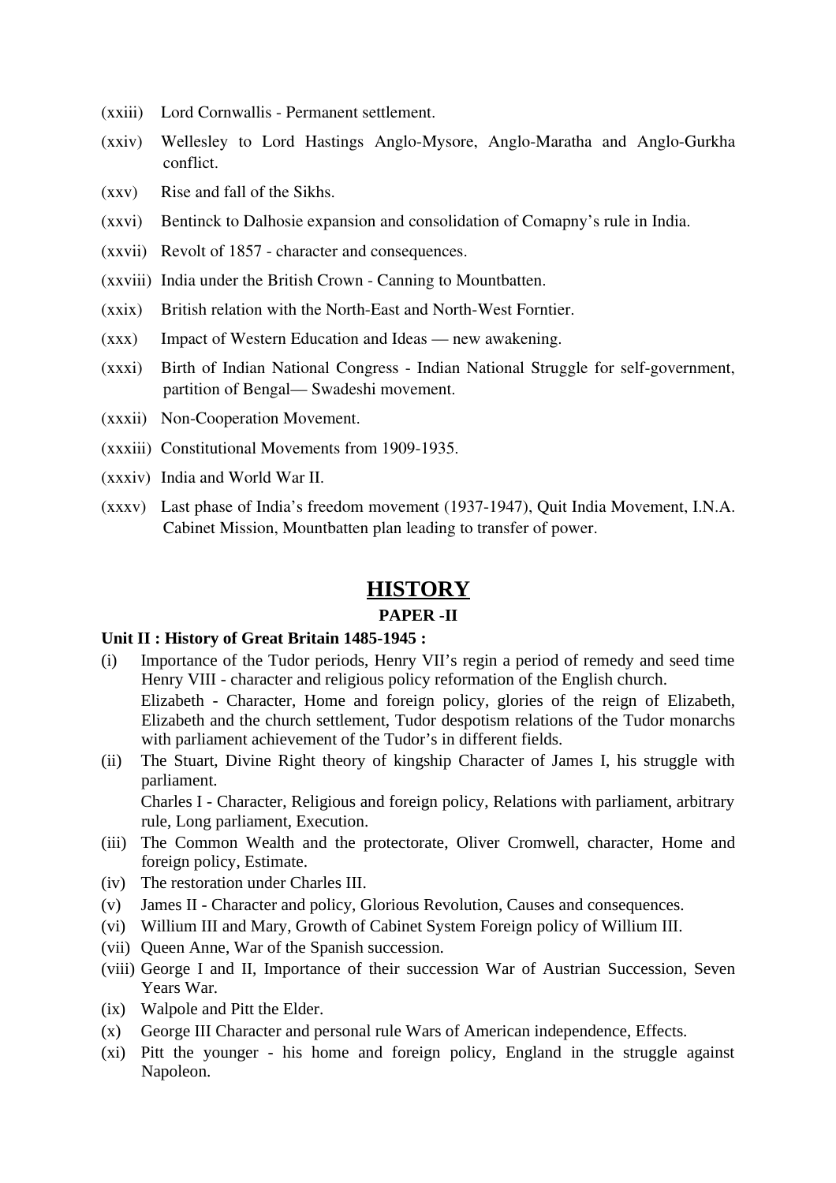(xxiii) Lord Cornwallis - Permanent settlement.

(xxiv) Wellesley to Lord Hastings Anglo-Mysore, Anglo-Maratha and Anglo-Gurkha conflict.

(xxv) Rise and fall of the Sikhs.

(xxvi) Bentinck to Dalhosie expansion and consolidation of Comapny's rule in India.

(xxvii) Revolt of 1857 - character and consequences.

(xxviii) India under the British Crown - Canning to Mountbatten.

(xxix) British relation with the North-East and North-West Forntier.

(xxx) Impact of Western Education and Ideas — new awakening.

(xxxi) Birth of Indian National Congress - Indian National Struggle for self-government, partition of Bengal— Swadeshi movement.

(xxxii) Non-Cooperation Movement.

(xxxiii) Constitutional Movements from 1909-1935.

(xxxiv) India and World War II.

(xxxv) Last phase of India's freedom movement (1937-1947), Quit India Movement, I.N.A. Cabinet Mission, Mountbatten plan leading to transfer of power.

# HISTORY

## PAPER -II

**Unit II : History of Great Britain 1485-1945 :**

(i) Importance of the Tudor periods, Henry VII's regin a period of remedy and seed time Henry VIII - character and religious policy reformation of the English church.
Elizabeth - Character, Home and foreign policy, glories of the reign of Elizabeth, Elizabeth and the church settlement, Tudor despotism relations of the Tudor monarchs with parliament achievement of the Tudor's in different fields.

(ii) The Stuart, Divine Right theory of kingship Character of James I, his struggle with parliament.
Charles I - Character, Religious and foreign policy, Relations with parliament, arbitrary rule, Long parliament, Execution.

(iii) The Common Wealth and the protectorate, Oliver Cromwell, character, Home and foreign policy, Estimate.

(iv) The restoration under Charles III.

(v) James II - Character and policy, Glorious Revolution, Causes and consequences.

(vi) Willium III and Mary, Growth of Cabinet System Foreign policy of Willium III.

(vii) Queen Anne, War of the Spanish succession.

(viii) George I and II, Importance of their succession War of Austrian Succession, Seven Years War.

(ix) Walpole and Pitt the Elder.

(x) George III Character and personal rule Wars of American independence, Effects.

(xi) Pitt the younger - his home and foreign policy, England in the struggle against Napoleon.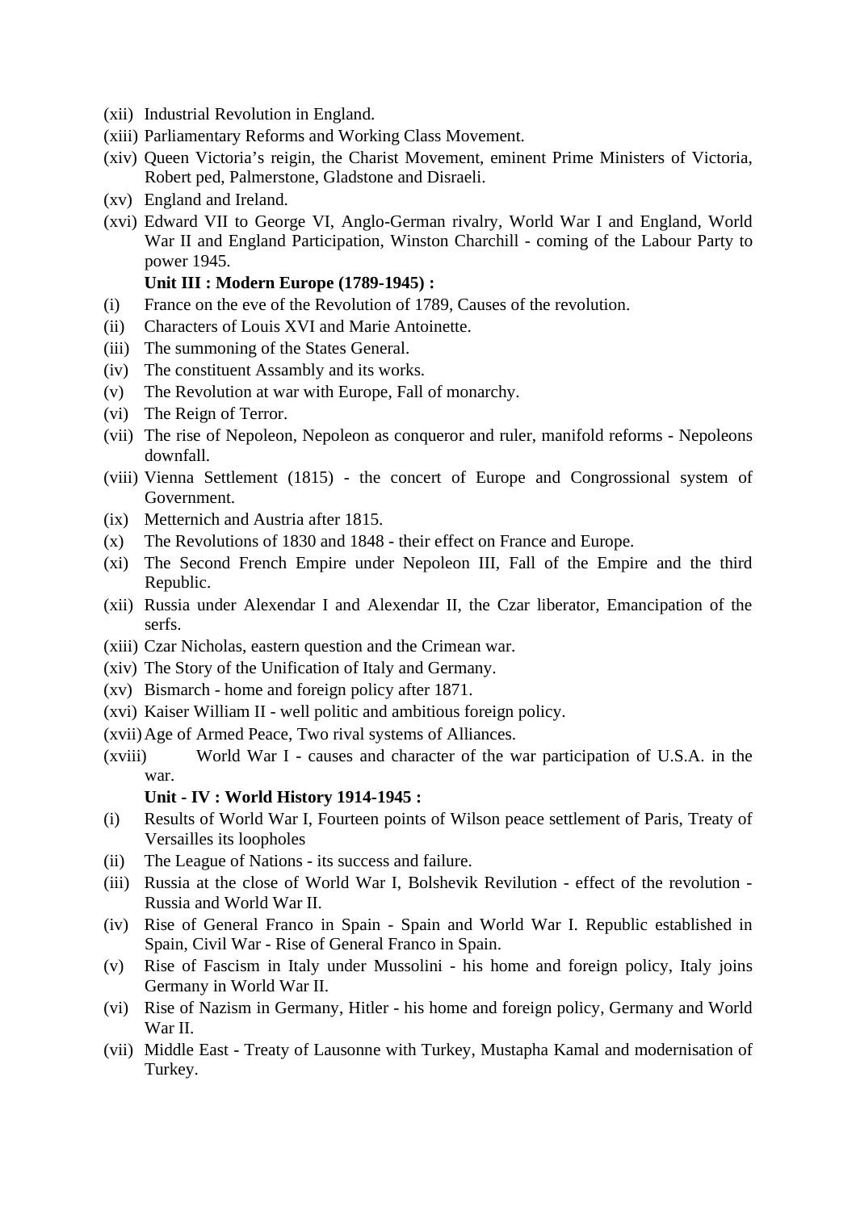(xii) Industrial Revolution in England.

(xiii) Parliamentary Reforms and Working Class Movement.

(xiv) Queen Victoria's reigin, the Charist Movement, eminent Prime Ministers of Victoria, Robert ped, Palmerstone, Gladstone and Disraeli.

(xv) England and Ireland.

(xvi) Edward VII to George VI, Anglo-German rivalry, World War I and England, World War II and England Participation, Winston Charchill - coming of the Labour Party to power 1945.

**Unit III : Modern Europe (1789-1945) :**

(i) France on the eve of the Revolution of 1789, Causes of the revolution.

(ii) Characters of Louis XVI and Marie Antoinette.

(iii) The summoning of the States General.

(iv) The constituent Assambly and its works.

(v) The Revolution at war with Europe, Fall of monarchy.

(vi) The Reign of Terror.

(vii) The rise of Nepoleon, Nepoleon as conqueror and ruler, manifold reforms - Nepoleons downfall.

(viii) Vienna Settlement (1815) - the concert of Europe and Congrossional system of Government.

(ix) Metternich and Austria after 1815.

(x) The Revolutions of 1830 and 1848 - their effect on France and Europe.

(xi) The Second French Empire under Nepoleon III, Fall of the Empire and the third Republic.

(xii) Russia under Alexendar I and Alexendar II, the Czar liberator, Emancipation of the serfs.

(xiii) Czar Nicholas, eastern question and the Crimean war.

(xiv) The Story of the Unification of Italy and Germany.

(xv) Bismarch - home and foreign policy after 1871.

(xvi) Kaiser William II - well politic and ambitious foreign policy.

(xvii) Age of Armed Peace, Two rival systems of Alliances.

(xviii) World War I - causes and character of the war participation of U.S.A. in the war.

**Unit - IV : World History 1914-1945 :**

(i) Results of World War I, Fourteen points of Wilson peace settlement of Paris, Treaty of Versailles its loopholes

(ii) The League of Nations - its success and failure.

(iii) Russia at the close of World War I, Bolshevik Revilution - effect of the revolution - Russia and World War II.

(iv) Rise of General Franco in Spain - Spain and World War I. Republic established in Spain, Civil War - Rise of General Franco in Spain.

(v) Rise of Fascism in Italy under Mussolini - his home and foreign policy, Italy joins Germany in World War II.

(vi) Rise of Nazism in Germany, Hitler - his home and foreign policy, Germany and World War II.

(vii) Middle East - Treaty of Lausonne with Turkey, Mustapha Kamal and modernisation of Turkey.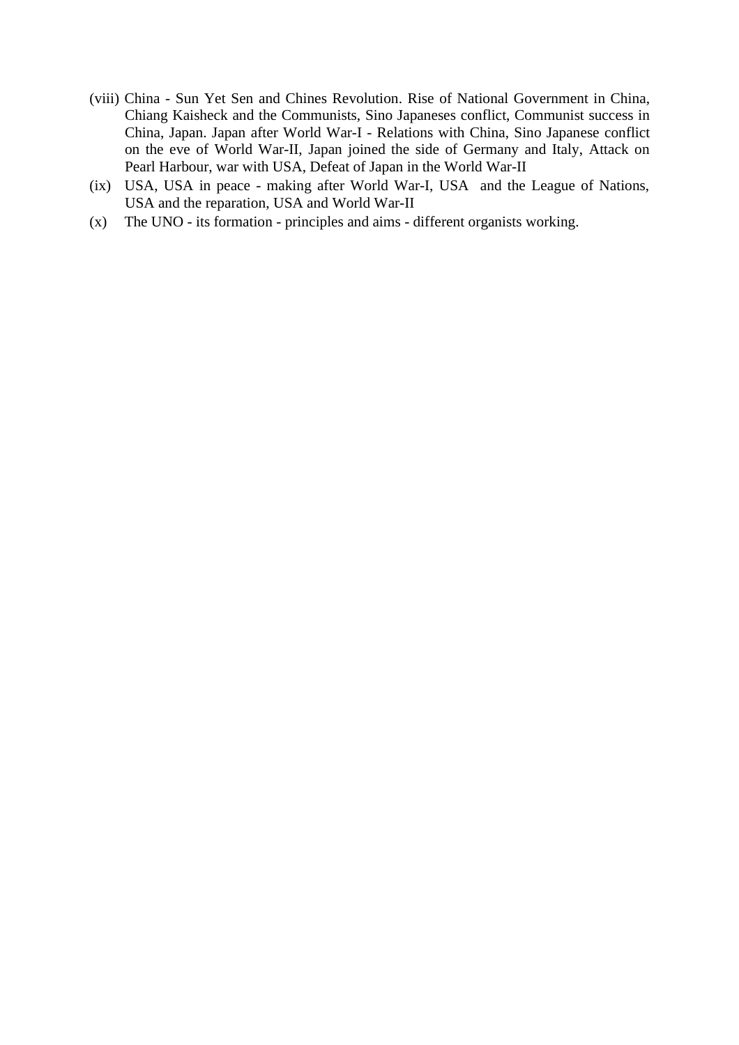(viii) China - Sun Yet Sen and Chines Revolution. Rise of National Government in China, Chiang Kaisheck and the Communists, Sino Japaneses conflict, Communist success in China, Japan. Japan after World War-I - Relations with China, Sino Japanese conflict on the eve of World War-II, Japan joined the side of Germany and Italy, Attack on Pearl Harbour, war with USA, Defeat of Japan in the World War-II

(ix) USA, USA in peace - making after World War-I, USA and the League of Nations, USA and the reparation, USA and World War-II

(x) The UNO - its formation - principles and aims - different organists working.